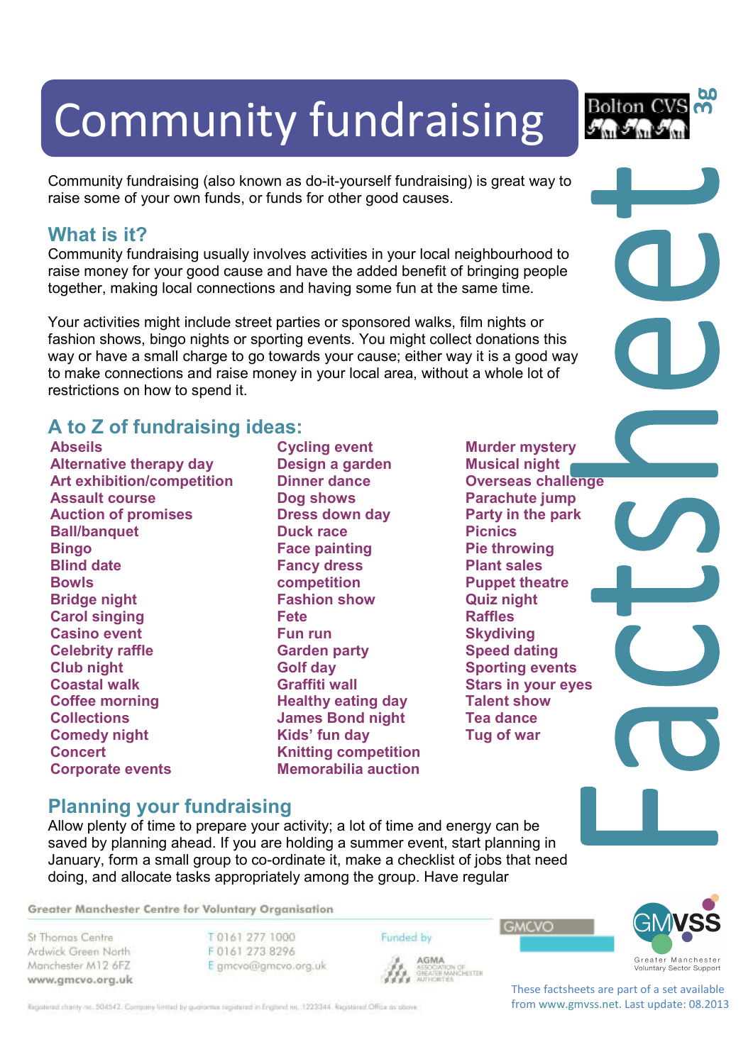# Community fundraising

Community fundraising (also known as do-it-yourself fundraising) is great way to raise some of your own funds, or funds for other good causes.

## What is it?

Community fundraising usually involves activities in your local neighbourhood to raise money for your good cause and have the added benefit of bringing people together, making local connections and having some fun at the same time.

Your activities might include street parties or sponsored walks, film nights or fashion shows, bingo nights or sporting events. You might collect donations this way or have a small charge to go towards your cause; either way it is a good way to make connections and raise money in your local area, without a whole lot of restrictions on how to spend it.

## A to Z of fundraising ideas:

**Abseils**
**Alternative therapy day**
**Art exhibition/competition**
**Assault course**
**Auction of promises**
**Ball/banquet**
**Bingo**
**Blind date**
**Bowls**
**Bridge night**
**Carol singing**
**Casino event**
**Celebrity raffle**
**Club night**
**Coastal walk**
**Coffee morning**
**Collections**
**Comedy night**
**Concert**
**Corporate events**
**Cycling event**
**Design a garden**
**Dinner dance**
**Dog shows**
**Dress down day**
**Duck race**
**Face painting**
**Fancy dress competition**
**Fashion show**
**Fete**
**Fun run**
**Garden party**
**Golf day**
**Graffiti wall**
**Healthy eating day**
**James Bond night**
**Kids' fun day**
**Knitting competition**
**Memorabilia auction**
**Murder mystery**
**Musical night**
**Overseas challenge**
**Parachute jump**
**Party in the park**
**Picnics**
**Pie throwing**
**Plant sales**
**Puppet theatre**
**Quiz night**
**Raffles**
**Skydiving**
**Speed dating**
**Sporting events**
**Stars in your eyes**
**Talent show**
**Tea dance**
**Tug of war**

## Planning your fundraising

Allow plenty of time to prepare your activity; a lot of time and energy can be saved by planning ahead. If you are holding a summer event, start planning in January, form a small group to co-ordinate it, make a checklist of jobs that need doing, and allocate tasks appropriately among the group. Have regular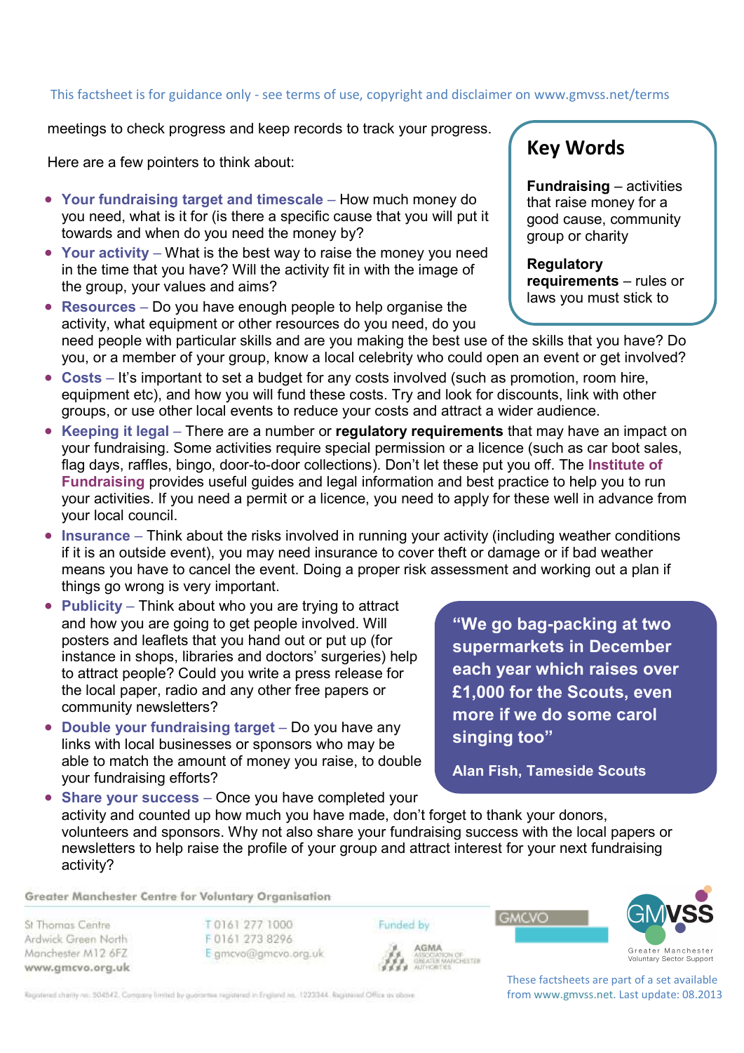meetings to check progress and keep records to track your progress.

Here are a few pointers to think about:

- **Your fundraising target and timescale** – How much money do you need, what is it for (is there a specific cause that you will put it towards and when do you need the money by?
- **Your activity** – What is the best way to raise the money you need in the time that you have? Will the activity fit in with the image of the group, your values and aims?
- **Resources** – Do you have enough people to help organise the activity, what equipment or other resources do you need, do you need people with particular skills and are you making the best use of the skills that you have? Do you, or a member of your group, know a local celebrity who could open an event or get involved?
- **Costs** – It's important to set a budget for any costs involved (such as promotion, room hire, equipment etc), and how you will fund these costs. Try and look for discounts, link with other groups, or use other local events to reduce your costs and attract a wider audience.
- **Keeping it legal** – There are a number or **regulatory requirements** that may have an impact on your fundraising. Some activities require special permission or a licence (such as car boot sales, flag days, raffles, bingo, door-to-door collections). Don't let these put you off. The **Institute of Fundraising** provides useful guides and legal information and best practice to help you to run your activities. If you need a permit or a licence, you need to apply for these well in advance from your local council.
- **Insurance** – Think about the risks involved in running your activity (including weather conditions if it is an outside event), you may need insurance to cover theft or damage or if bad weather means you have to cancel the event. Doing a proper risk assessment and working out a plan if things go wrong is very important.
- **Publicity** – Think about who you are trying to attract and how you are going to get people involved. Will posters and leaflets that you hand out or put up (for instance in shops, libraries and doctors' surgeries) help to attract people? Could you write a press release for the local paper, radio and any other free papers or community newsletters?
- **Double your fundraising target** – Do you have any links with local businesses or sponsors who may be able to match the amount of money you raise, to double your fundraising efforts?
- **Share your success** – Once you have completed your activity and counted up how much you have made, don't forget to thank your donors, volunteers and sponsors. Why not also share your fundraising success with the local papers or newsletters to help raise the profile of your group and attract interest for your next fundraising activity?

## Key Words

**Fundraising** – activities that raise money for a good cause, community group or charity

**Regulatory requirements** – rules or laws you must stick to

> **"We go bag-packing at two supermarkets in December each year which raises over £1,000 for the Scouts, even more if we do some carol singing too"**
>
> **Alan Fish, Tameside Scouts**

Greater Manchester Centre for Voluntary Organisation

St Thomas Centre
Ardwick Green North
Manchester M12 6FZ
www.gmcvo.org.uk

T 0161 277 1000
F 0161 273 8296
E gmcvo@gmcvo.org.uk

Funded by AGMA Association of Greater Manchester Authorities

Registered charity no. 504542. Company limited by guarantee registered in England no. 1223344. Registered Office as above.

GMCVO

GMVSS Greater Manchester Voluntary Sector Support

These factsheets are part of a set available from www.gmvss.net. Last update: 08.2013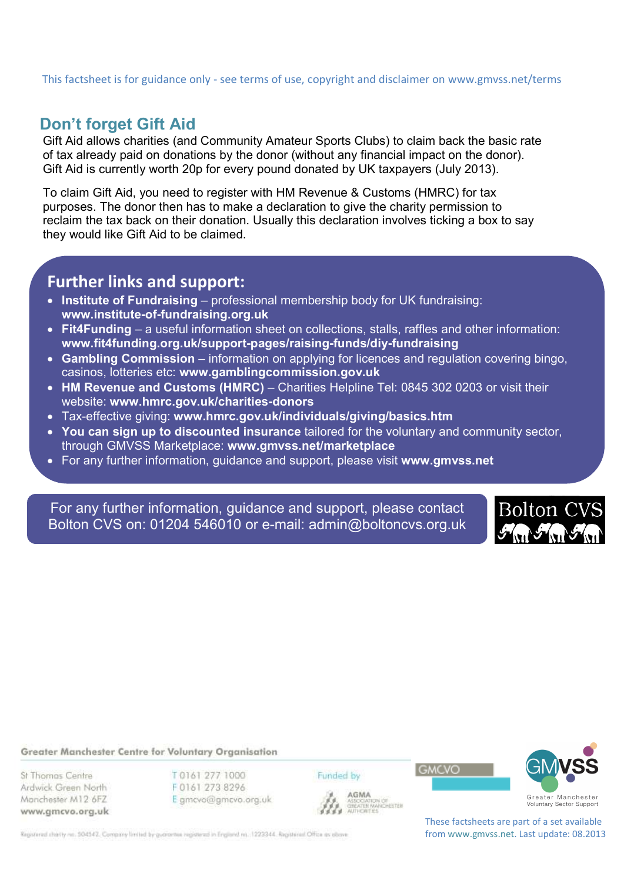This factsheet is for guidance only - see terms of use, copyright and disclaimer on www.gmvss.net/terms

## Don't forget Gift Aid

Gift Aid allows charities (and Community Amateur Sports Clubs) to claim back the basic rate of tax already paid on donations by the donor (without any financial impact on the donor). Gift Aid is currently worth 20p for every pound donated by UK taxpayers (July 2013).

To claim Gift Aid, you need to register with HM Revenue & Customs (HMRC) for tax purposes. The donor then has to make a declaration to give the charity permission to reclaim the tax back on their donation. Usually this declaration involves ticking a box to say they would like Gift Aid to be claimed.

## Further links and support:

- **Institute of Fundraising** – professional membership body for UK fundraising: **www.institute-of-fundraising.org.uk**
- **Fit4Funding** – a useful information sheet on collections, stalls, raffles and other information: **www.fit4funding.org.uk/support-pages/raising-funds/diy-fundraising**
- **Gambling Commission** – information on applying for licences and regulation covering bingo, casinos, lotteries etc: **www.gamblingcommission.gov.uk**
- **HM Revenue and Customs (HMRC)** – Charities Helpline Tel: 0845 302 0203 or visit their website: **www.hmrc.gov.uk/charities-donors**
- Tax-effective giving: **www.hmrc.gov.uk/individuals/giving/basics.htm**
- **You can sign up to discounted insurance** tailored for the voluntary and community sector, through GMVSS Marketplace: **www.gmvss.net/marketplace**
- For any further information, guidance and support, please visit **www.gmvss.net**

For any further information, guidance and support, please contact Bolton CVS on: 01204 546010 or e-mail: admin@boltoncvs.org.uk

Bolton CVS

Greater Manchester Centre for Voluntary Organisation

St Thomas Centre
Ardwick Green North
Manchester M12 6FZ
www.gmcvo.org.uk

T 0161 277 1000
F 0161 273 8296
E gmcvo@gmcvo.org.uk

Funded by AGMA Association of Greater Manchester Authorities

Registered charity no. 504542. Company limited by guarantee registered in England no. 1223344. Registered Office as above

GMCVO

GMVSS Greater Manchester Voluntary Sector Support

These factsheets are part of a set available from www.gmvss.net. Last update: 08.2013